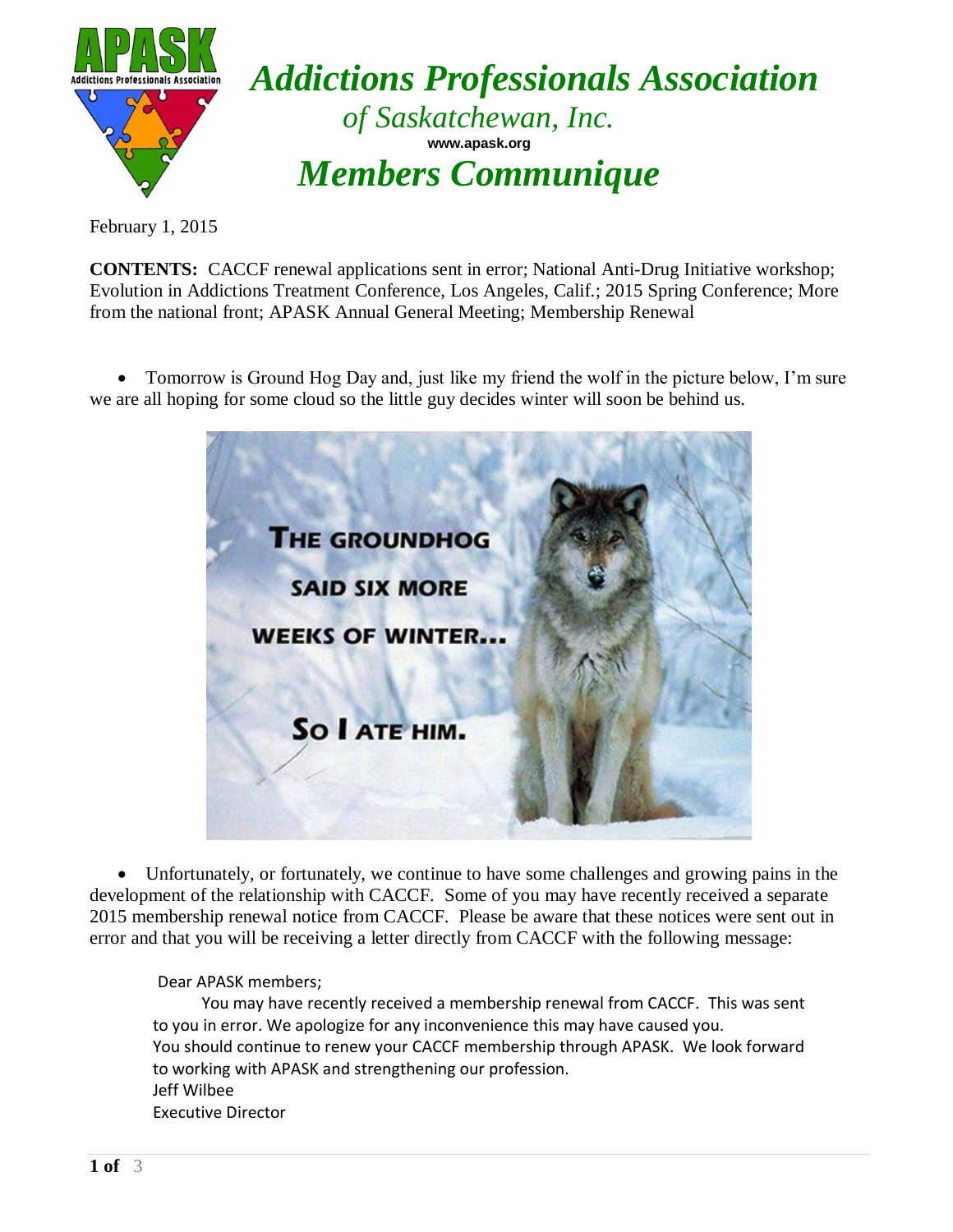# Addictions Professionals Association

## of Saskatchewan, Inc.

www.apask.org

# Members Communique

February 1, 2015

**CONTENTS:** CACCF renewal applications sent in error; National Anti-Drug Initiative workshop; Evolution in Addictions Treatment Conference, Los Angeles, Calif.; 2015 Spring Conference; More from the national front; APASK Annual General Meeting; Membership Renewal

- Tomorrow is Ground Hog Day and, just like my friend the wolf in the picture below, I'm sure we are all hoping for some cloud so the little guy decides winter will soon be behind us.

- Unfortunately, or fortunately, we continue to have some challenges and growing pains in the development of the relationship with CACCF. Some of you may have recently received a separate 2015 membership renewal notice from CACCF. Please be aware that these notices were sent out in error and that you will be receiving a letter directly from CACCF with the following message:

> Dear APASK members;
>
> You may have recently received a membership renewal from CACCF. This was sent to you in error. We apologize for any inconvenience this may have caused you. You should continue to renew your CACCF membership through APASK. We look forward to working with APASK and strengthening our profession.
>
> Jeff Wilbee
> Executive Director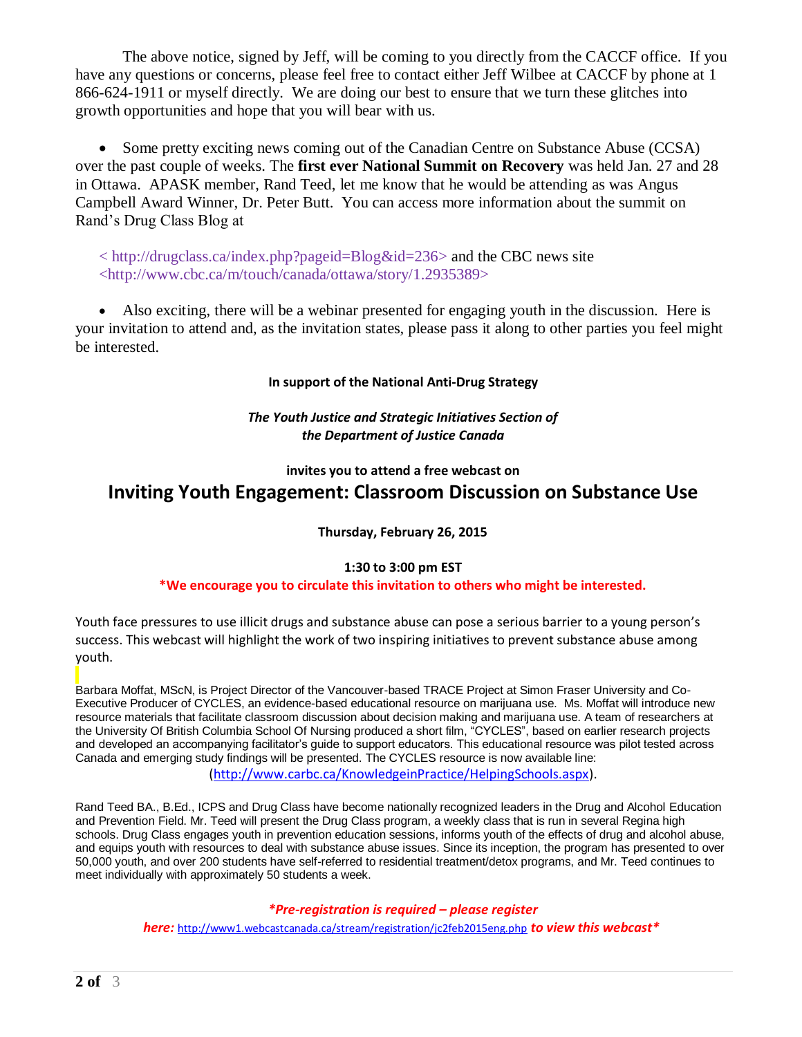The above notice, signed by Jeff, will be coming to you directly from the CACCF office. If you have any questions or concerns, please feel free to contact either Jeff Wilbee at CACCF by phone at 1 866-624-1911 or myself directly. We are doing our best to ensure that we turn these glitches into growth opportunities and hope that you will bear with us.

- Some pretty exciting news coming out of the Canadian Centre on Substance Abuse (CCSA) over the past couple of weeks. The **first ever National Summit on Recovery** was held Jan. 27 and 28 in Ottawa. APASK member, Rand Teed, let me know that he would be attending as was Angus Campbell Award Winner, Dr. Peter Butt. You can access more information about the summit on Rand's Drug Class Blog at

  < http://drugclass.ca/index.php?pageid=Blog&id=236> and the CBC news site <http://www.cbc.ca/m/touch/canada/ottawa/story/1.2935389>

- Also exciting, there will be a webinar presented for engaging youth in the discussion. Here is your invitation to attend and, as the invitation states, please pass it along to other parties you feel might be interested.

**In support of the National Anti-Drug Strategy**

***The Youth Justice and Strategic Initiatives Section of the Department of Justice Canada***

**invites you to attend a free webcast on**

## Inviting Youth Engagement: Classroom Discussion on Substance Use

**Thursday, February 26, 2015**

**1:30 to 3:00 pm EST**

**\*We encourage you to circulate this invitation to others who might be interested.**

Youth face pressures to use illicit drugs and substance abuse can pose a serious barrier to a young person's success. This webcast will highlight the work of two inspiring initiatives to prevent substance abuse among youth.

Barbara Moffat, MScN, is Project Director of the Vancouver-based TRACE Project at Simon Fraser University and Co-Executive Producer of CYCLES, an evidence-based educational resource on marijuana use. Ms. Moffat will introduce new resource materials that facilitate classroom discussion about decision making and marijuana use. A team of researchers at the University Of British Columbia School Of Nursing produced a short film, "CYCLES", based on earlier research projects and developed an accompanying facilitator's guide to support educators. This educational resource was pilot tested across Canada and emerging study findings will be presented. The CYCLES resource is now available line: (http://www.carbc.ca/KnowledgeinPractice/HelpingSchools.aspx).

Rand Teed BA., B.Ed., ICPS and Drug Class have become nationally recognized leaders in the Drug and Alcohol Education and Prevention Field. Mr. Teed will present the Drug Class program, a weekly class that is run in several Regina high schools. Drug Class engages youth in prevention education sessions, informs youth of the effects of drug and alcohol abuse, and equips youth with resources to deal with substance abuse issues. Since its inception, the program has presented to over 50,000 youth, and over 200 students have self-referred to residential treatment/detox programs, and Mr. Teed continues to meet individually with approximately 50 students a week.

***\*Pre-registration is required – please register here:*** http://www1.webcastcanada.ca/stream/registration/jc2feb2015eng.php ***to view this webcast\****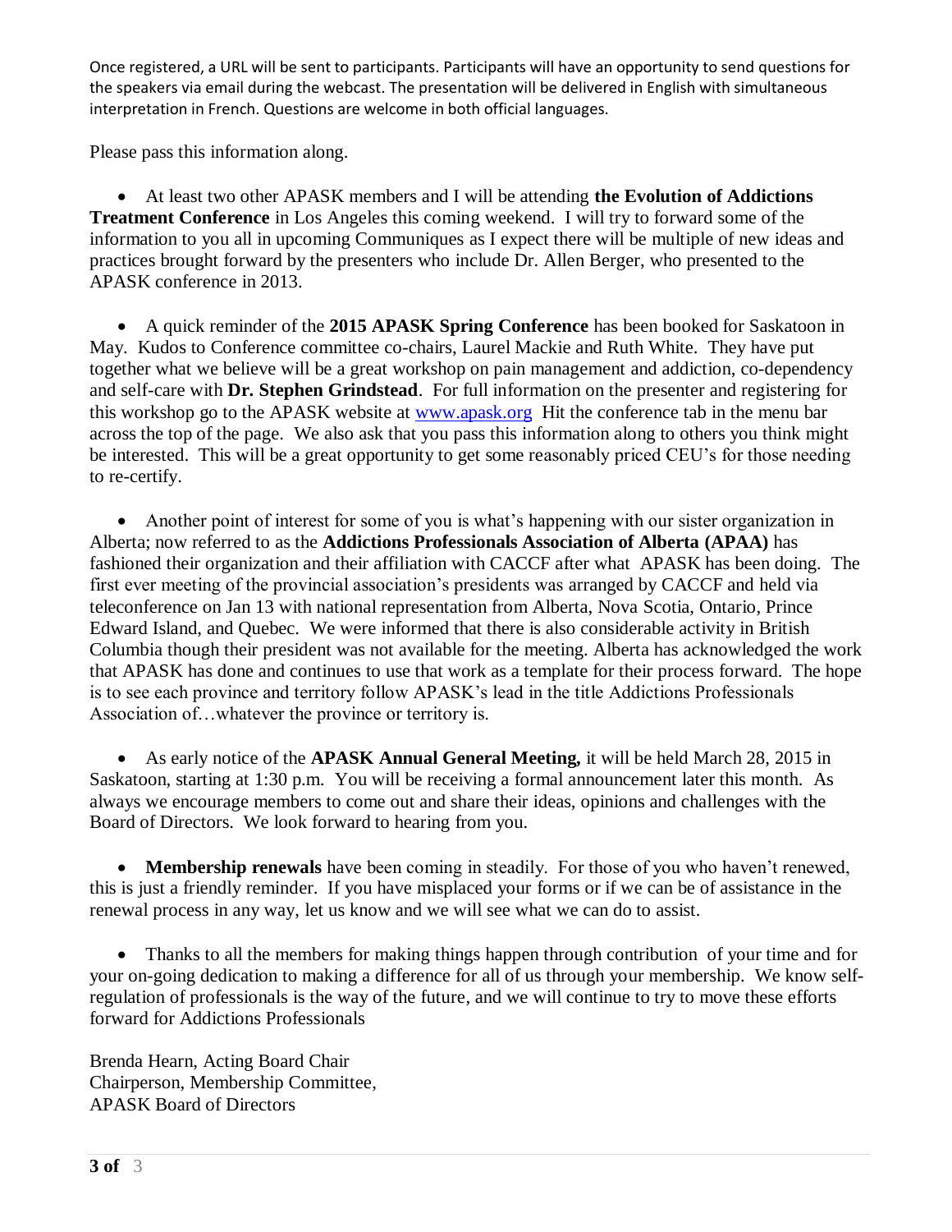Once registered, a URL will be sent to participants. Participants will have an opportunity to send questions for the speakers via email during the webcast. The presentation will be delivered in English with simultaneous interpretation in French. Questions are welcome in both official languages.

Please pass this information along.

- At least two other APASK members and I will be attending **the Evolution of Addictions Treatment Conference** in Los Angeles this coming weekend. I will try to forward some of the information to you all in upcoming Communiques as I expect there will be multiple of new ideas and practices brought forward by the presenters who include Dr. Allen Berger, who presented to the APASK conference in 2013.

- A quick reminder of the **2015 APASK Spring Conference** has been booked for Saskatoon in May. Kudos to Conference committee co-chairs, Laurel Mackie and Ruth White. They have put together what we believe will be a great workshop on pain management and addiction, co-dependency and self-care with **Dr. Stephen Grindstead**. For full information on the presenter and registering for this workshop go to the APASK website at www.apask.org Hit the conference tab in the menu bar across the top of the page. We also ask that you pass this information along to others you think might be interested. This will be a great opportunity to get some reasonably priced CEU's for those needing to re-certify.

- Another point of interest for some of you is what's happening with our sister organization in Alberta; now referred to as the **Addictions Professionals Association of Alberta (APAA)** has fashioned their organization and their affiliation with CACCF after what APASK has been doing. The first ever meeting of the provincial association's presidents was arranged by CACCF and held via teleconference on Jan 13 with national representation from Alberta, Nova Scotia, Ontario, Prince Edward Island, and Quebec. We were informed that there is also considerable activity in British Columbia though their president was not available for the meeting. Alberta has acknowledged the work that APASK has done and continues to use that work as a template for their process forward. The hope is to see each province and territory follow APASK's lead in the title Addictions Professionals Association of…whatever the province or territory is.

- As early notice of the **APASK Annual General Meeting,** it will be held March 28, 2015 in Saskatoon, starting at 1:30 p.m. You will be receiving a formal announcement later this month. As always we encourage members to come out and share their ideas, opinions and challenges with the Board of Directors. We look forward to hearing from you.

- **Membership renewals** have been coming in steadily. For those of you who haven't renewed, this is just a friendly reminder. If you have misplaced your forms or if we can be of assistance in the renewal process in any way, let us know and we will see what we can do to assist.

- Thanks to all the members for making things happen through contribution of your time and for your on-going dedication to making a difference for all of us through your membership. We know self-regulation of professionals is the way of the future, and we will continue to try to move these efforts forward for Addictions Professionals

Brenda Hearn, Acting Board Chair
Chairperson, Membership Committee,
APASK Board of Directors